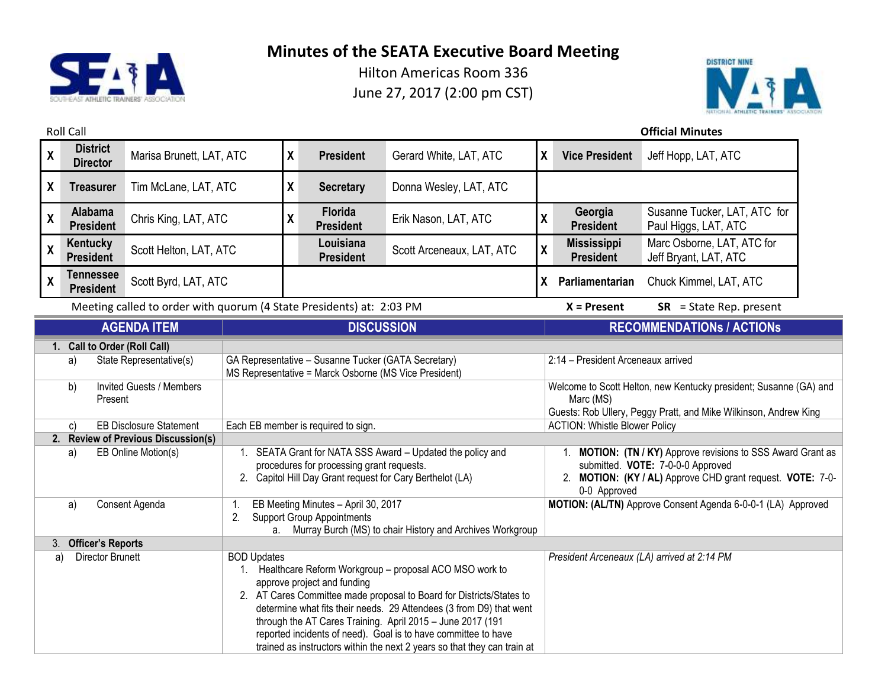# Minutes of the SEATA Executive Board Meeting

Hilton Americas Room 336
June 27, 2017 (2:00 pm CST)

Roll Call **Official Minutes**

| | | | | | | | | |
|---|---|---|---|---|---|---|---|---|
| X | **District Director** | Marisa Brunett, LAT, ATC | X | **President** | Gerard White, LAT, ATC | X | **Vice President** | Jeff Hopp, LAT, ATC |
| X | **Treasurer** | Tim McLane, LAT, ATC | X | **Secretary** | Donna Wesley, LAT, ATC | | | |
| X | **Alabama President** | Chris King, LAT, ATC | X | **Florida President** | Erik Nason, LAT, ATC | X | **Georgia President** | Susanne Tucker, LAT, ATC for Paul Higgs, LAT, ATC |
| X | **Kentucky President** | Scott Helton, LAT, ATC | | **Louisiana President** | Scott Arceneaux, LAT, ATC | X | **Mississippi President** | Marc Osborne, LAT, ATC for Jeff Bryant, LAT, ATC |
| X | **Tennessee President** | Scott Byrd, LAT, ATC | | | | X | **Parliamentarian** | Chuck Kimmel, LAT, ATC |

Meeting called to order with quorum (4 State Presidents) at: 2:03 PM **X** = Present **SR** = State Rep. present

| AGENDA ITEM | DISCUSSION | RECOMMENDATIONs / ACTIONs |
|---|---|---|
| **1. Call to Order (Roll Call)** | | |
| a) State Representative(s) | GA Representative – Susanne Tucker (GATA Secretary)<br>MS Representative = Marck Osborne (MS Vice President) | 2:14 – President Arceneaux arrived |
| b) Invited Guests / Members Present | | Welcome to Scott Helton, new Kentucky president; Susanne (GA) and Marc (MS)<br>Guests: Rob Ullery, Peggy Pratt, and Mike Wilkinson, Andrew King |
| c) EB Disclosure Statement | Each EB member is required to sign. | ACTION: Whistle Blower Policy |
| **2. Review of Previous Discussion(s)** | | |
| a) EB Online Motion(s) | 1. SEATA Grant for NATA SSS Award – Updated the policy and procedures for processing grant requests.<br>2. Capitol Hill Day Grant request for Cary Berthelot (LA) | 1. **MOTION: (TN / KY)** Approve revisions to SSS Award Grant as submitted. **VOTE:** 7-0-0-0 Approved<br>2. **MOTION: (KY / AL)** Approve CHD grant request. **VOTE:** 7-0-0-0 Approved |
| a) Consent Agenda | 1. EB Meeting Minutes – April 30, 2017<br>2. Support Group Appointments<br>a. Murray Burch (MS) to chair History and Archives Workgroup | **MOTION: (AL/TN)** Approve Consent Agenda 6-0-0-1 (LA) Approved |
| **3. Officer's Reports** | | |
| a) Director Brunett | BOD Updates<br>1. Healthcare Reform Workgroup – proposal ACO MSO work to approve project and funding<br>2. AT Cares Committee made proposal to Board for Districts/States to determine what fits their needs. 29 Attendees (3 from D9) that went through the AT Cares Training. April 2015 – June 2017 (191 reported incidents of need). Goal is to have committee to have trained as instructors within the next 2 years so that they can train at | *President Arceneaux (LA) arrived at 2:14 PM* |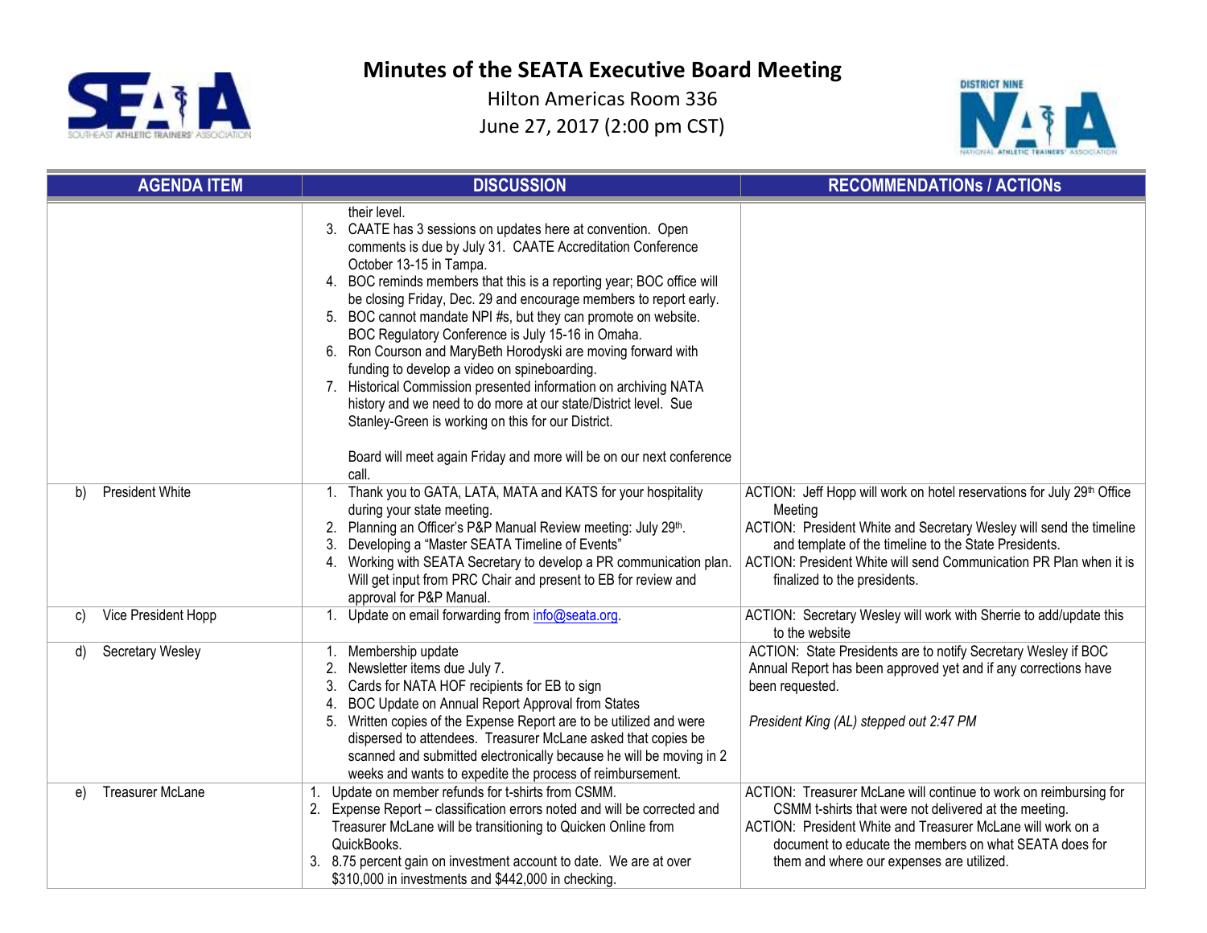# Minutes of the SEATA Executive Board Meeting

Hilton Americas Room 336

June 27, 2017 (2:00 pm CST)

| AGENDA ITEM | DISCUSSION | RECOMMENDATIONs / ACTIONs |
|---|---|---|
| | their level.<br>3. CAATE has 3 sessions on updates here at convention. Open comments is due by July 31. CAATE Accreditation Conference October 13-15 in Tampa.<br>4. BOC reminds members that this is a reporting year; BOC office will be closing Friday, Dec. 29 and encourage members to report early.<br>5. BOC cannot mandate NPI #s, but they can promote on website. BOC Regulatory Conference is July 15-16 in Omaha.<br>6. Ron Courson and MaryBeth Horodyski are moving forward with funding to develop a video on spineboarding.<br>7. Historical Commission presented information on archiving NATA history and we need to do more at our state/District level. Sue Stanley-Green is working on this for our District.<br><br>Board will meet again Friday and more will be on our next conference call. | |
| b) President White | 1. Thank you to GATA, LATA, MATA and KATS for your hospitality during your state meeting.<br>2. Planning an Officer's P&P Manual Review meeting: July 29th.<br>3. Developing a "Master SEATA Timeline of Events"<br>4. Working with SEATA Secretary to develop a PR communication plan. Will get input from PRC Chair and present to EB for review and approval for P&P Manual. | ACTION: Jeff Hopp will work on hotel reservations for July 29th Office Meeting<br>ACTION: President White and Secretary Wesley will send the timeline and template of the timeline to the State Presidents.<br>ACTION: President White will send Communication PR Plan when it is finalized to the presidents. |
| c) Vice President Hopp | 1. Update on email forwarding from info@seata.org. | ACTION: Secretary Wesley will work with Sherrie to add/update this to the website |
| d) Secretary Wesley | 1. Membership update<br>2. Newsletter items due July 7.<br>3. Cards for NATA HOF recipients for EB to sign<br>4. BOC Update on Annual Report Approval from States<br>5. Written copies of the Expense Report are to be utilized and were dispersed to attendees. Treasurer McLane asked that copies be scanned and submitted electronically because he will be moving in 2 weeks and wants to expedite the process of reimbursement. | ACTION: State Presidents are to notify Secretary Wesley if BOC Annual Report has been approved yet and if any corrections have been requested.<br><br>*President King (AL) stepped out 2:47 PM* |
| e) Treasurer McLane | 1. Update on member refunds for t-shirts from CSMM.<br>2. Expense Report – classification errors noted and will be corrected and Treasurer McLane will be transitioning to Quicken Online from QuickBooks.<br>3. 8.75 percent gain on investment account to date. We are at over $310,000 in investments and $442,000 in checking. | ACTION: Treasurer McLane will continue to work on reimbursing for CSMM t-shirts that were not delivered at the meeting.<br>ACTION: President White and Treasurer McLane will work on a document to educate the members on what SEATA does for them and where our expenses are utilized. |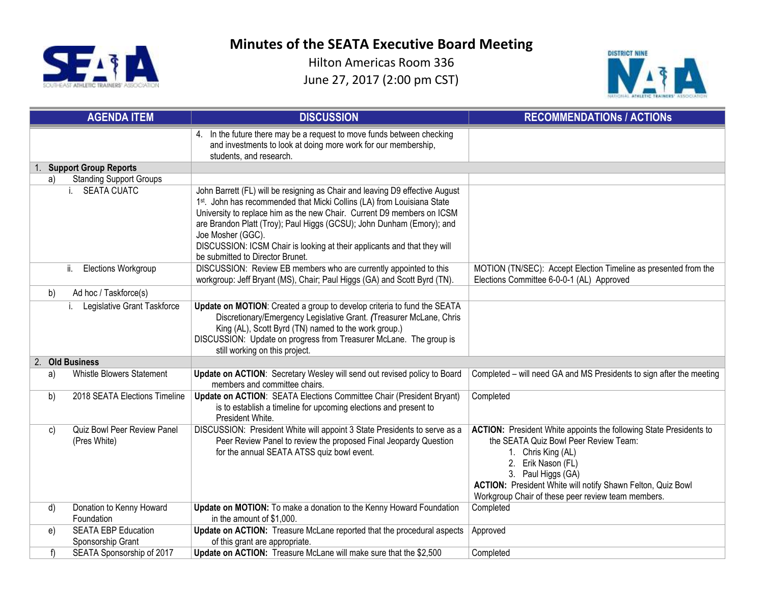# Minutes of the SEATA Executive Board Meeting

Hilton Americas Room 336

June 27, 2017 (2:00 pm CST)

| AGENDA ITEM | DISCUSSION | RECOMMENDATIONs / ACTIONs |
|---|---|---|
| | 4. In the future there may be a request to move funds between checking and investments to look at doing more work for our membership, students, and research. | |
| **1. Support Group Reports** | | |
| a) Standing Support Groups | | |
| i. SEATA CUATC | John Barrett (FL) will be resigning as Chair and leaving D9 effective August 1st. John has recommended that Micki Collins (LA) from Louisiana State University to replace him as the new Chair. Current D9 members on ICSM are Brandon Platt (Troy); Paul Higgs (GCSU); John Dunham (Emory); and Joe Mosher (GGC).<br>DISCUSSION: ICSM Chair is looking at their applicants and that they will be submitted to Director Brunet. | |
| ii. Elections Workgroup | DISCUSSION: Review EB members who are currently appointed to this workgroup: Jeff Bryant (MS), Chair; Paul Higgs (GA) and Scott Byrd (TN). | MOTION (TN/SEC): Accept Election Timeline as presented from the Elections Committee 6-0-0-1 (AL) Approved |
| b) Ad hoc / Taskforce(s) | | |
| i. Legislative Grant Taskforce | **Update on MOTION**: Created a group to develop criteria to fund the SEATA Discretionary/Emergency Legislative Grant. *(*Treasurer McLane, Chris King (AL), Scott Byrd (TN) named to the work group.)<br>DISCUSSION: Update on progress from Treasurer McLane. The group is still working on this project. | |
| **2. Old Business** | | |
| a) Whistle Blowers Statement | **Update on ACTION**: Secretary Wesley will send out revised policy to Board members and committee chairs. | Completed – will need GA and MS Presidents to sign after the meeting |
| b) 2018 SEATA Elections Timeline | **Update on ACTION**: SEATA Elections Committee Chair (President Bryant) is to establish a timeline for upcoming elections and present to President White. | Completed |
| c) Quiz Bowl Peer Review Panel (Pres White) | DISCUSSION: President White will appoint 3 State Presidents to serve as a Peer Review Panel to review the proposed Final Jeopardy Question for the annual SEATA ATSS quiz bowl event. | **ACTION:** President White appoints the following State Presidents to the SEATA Quiz Bowl Peer Review Team:<br>1. Chris King (AL)<br>2. Erik Nason (FL)<br>3. Paul Higgs (GA)<br>**ACTION:** President White will notify Shawn Felton, Quiz Bowl Workgroup Chair of these peer review team members. |
| d) Donation to Kenny Howard Foundation | **Update on MOTION:** To make a donation to the Kenny Howard Foundation in the amount of $1,000. | Completed |
| e) SEATA EBP Education Sponsorship Grant | **Update on ACTION:** Treasure McLane reported that the procedural aspects of this grant are appropriate. | Approved |
| f) SEATA Sponsorship of 2017 | **Update on ACTION:** Treasure McLane will make sure that the $2,500 | Completed |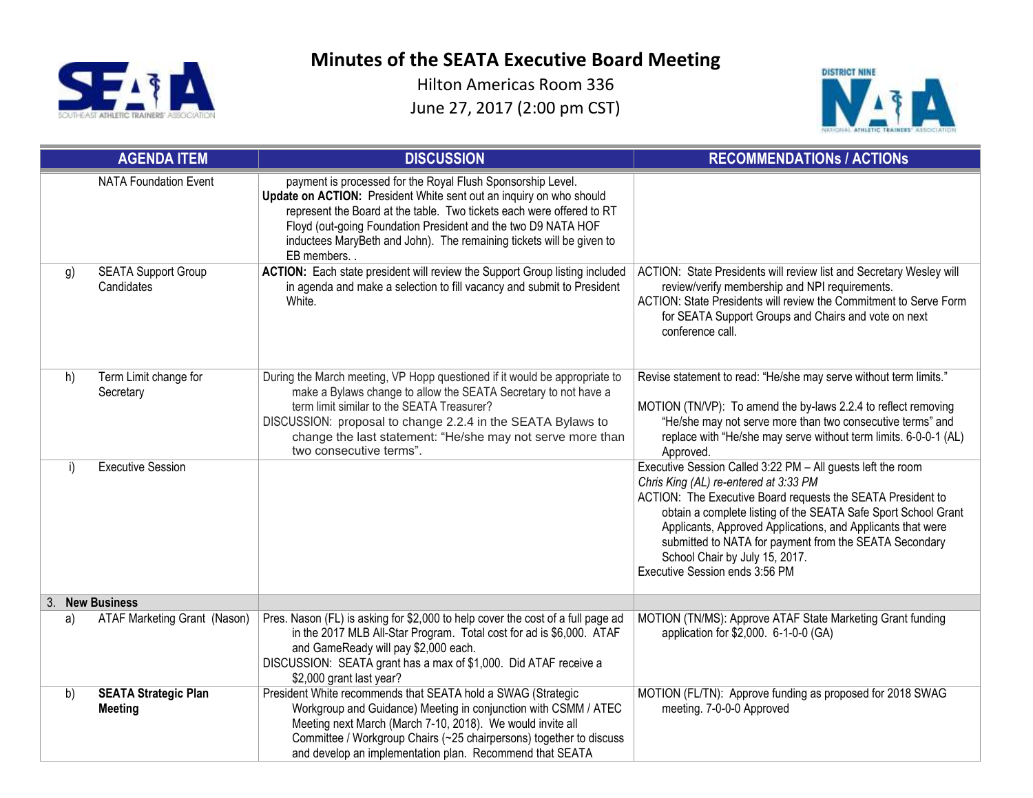# Minutes of the SEATA Executive Board Meeting

Hilton Americas Room 336

June 27, 2017 (2:00 pm CST)

| AGENDA ITEM | DISCUSSION | RECOMMENDATIONs / ACTIONs |
|---|---|---|
| NATA Foundation Event | payment is processed for the Royal Flush Sponsorship Level.<br>**Update on ACTION:** President White sent out an inquiry on who should represent the Board at the table. Two tickets each were offered to RT Floyd (out-going Foundation President and the two D9 NATA HOF inductees MaryBeth and John). The remaining tickets will be given to EB members. . | |
| g) SEATA Support Group Candidates | **ACTION:** Each state president will review the Support Group listing included in agenda and make a selection to fill vacancy and submit to President White. | ACTION: State Presidents will review list and Secretary Wesley will review/verify membership and NPI requirements.<br>ACTION: State Presidents will review the Commitment to Serve Form for SEATA Support Groups and Chairs and vote on next conference call. |
| h) Term Limit change for Secretary | During the March meeting, VP Hopp questioned if it would be appropriate to make a Bylaws change to allow the SEATA Secretary to not have a term limit similar to the SEATA Treasurer?<br>DISCUSSION: proposal to change 2.2.4 in the SEATA Bylaws to change the last statement: "He/she may not serve more than two consecutive terms". | Revise statement to read: "He/she may serve without term limits."<br><br>MOTION (TN/VP): To amend the by-laws 2.2.4 to reflect removing "He/she may not serve more than two consecutive terms" and replace with "He/she may serve without term limits. 6-0-0-1 (AL) Approved. |
| i) Executive Session | | Executive Session Called 3:22 PM – All guests left the room<br>*Chris King (AL) re-entered at 3:33 PM*<br>ACTION: The Executive Board requests the SEATA President to obtain a complete listing of the SEATA Safe Sport School Grant Applicants, Approved Applications, and Applicants that were submitted to NATA for payment from the SEATA Secondary School Chair by July 15, 2017.<br>Executive Session ends 3:56 PM |
| **3. New Business** | | |
| a) ATAF Marketing Grant (Nason) | Pres. Nason (FL) is asking for $2,000 to help cover the cost of a full page ad in the 2017 MLB All-Star Program. Total cost for ad is $6,000. ATAF and GameReady will pay $2,000 each.<br>DISCUSSION: SEATA grant has a max of $1,000. Did ATAF receive a $2,000 grant last year? | MOTION (TN/MS): Approve ATAF State Marketing Grant funding application for $2,000. 6-1-0-0 (GA) |
| b) **SEATA Strategic Plan Meeting** | President White recommends that SEATA hold a SWAG (Strategic Workgroup and Guidance) Meeting in conjunction with CSMM / ATEC Meeting next March (March 7-10, 2018). We would invite all Committee / Workgroup Chairs (~25 chairpersons) together to discuss and develop an implementation plan. Recommend that SEATA | MOTION (FL/TN): Approve funding as proposed for 2018 SWAG meeting. 7-0-0-0 Approved |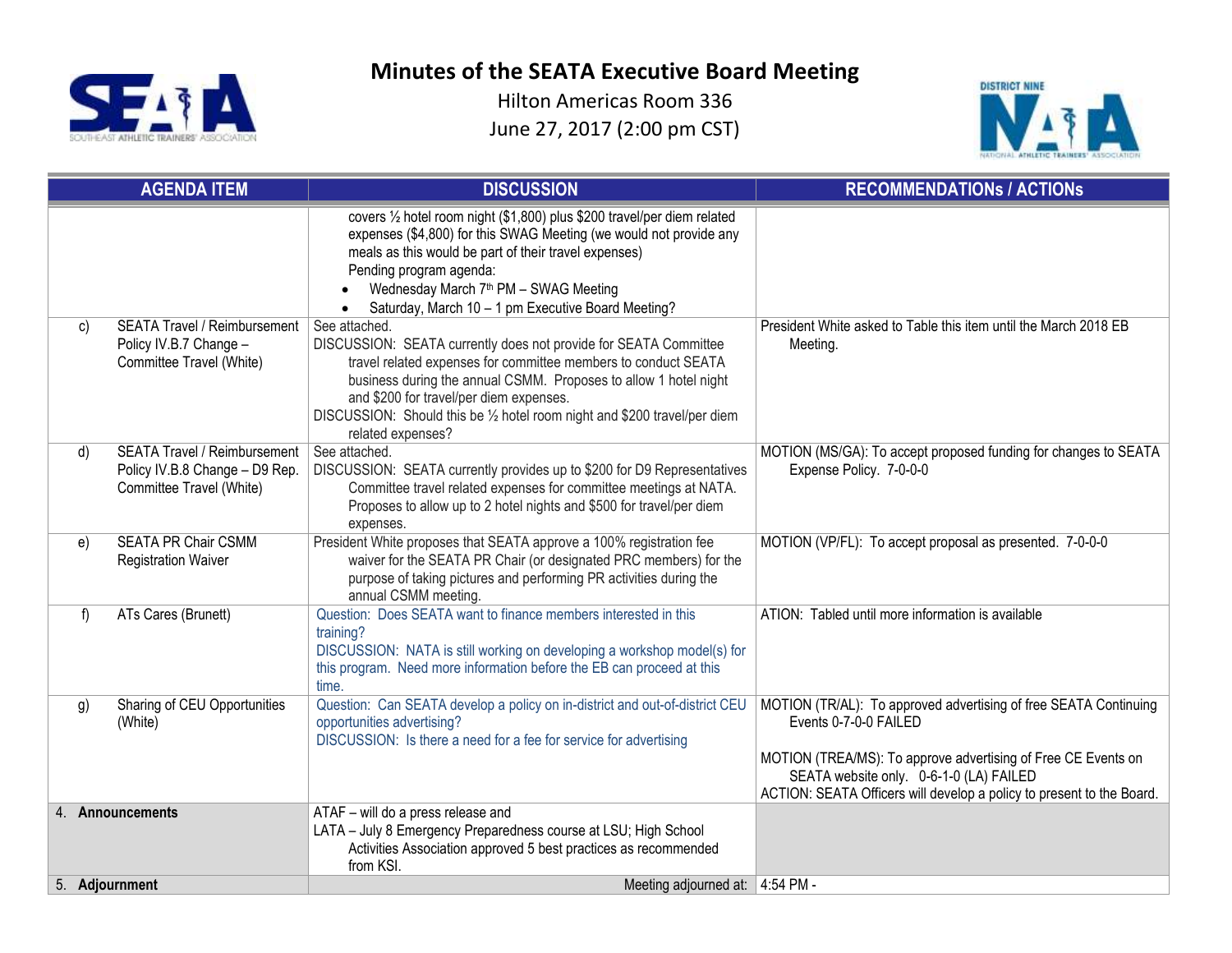# Minutes of the SEATA Executive Board Meeting

Hilton Americas Room 336
June 27, 2017 (2:00 pm CST)

| AGENDA ITEM | | DISCUSSION | RECOMMENDATIONs / ACTIONs |
|---|---|---|---|
| | | covers ½ hotel room night ($1,800) plus $200 travel/per diem related expenses ($4,800) for this SWAG Meeting (we would not provide any meals as this would be part of their travel expenses)<br>Pending program agenda:<br>• Wednesday March 7th PM – SWAG Meeting<br>• Saturday, March 10 – 1 pm Executive Board Meeting? | |
| c) | SEATA Travel / Reimbursement Policy IV.B.7 Change – Committee Travel (White) | See attached.<br>DISCUSSION: SEATA currently does not provide for SEATA Committee travel related expenses for committee members to conduct SEATA business during the annual CSMM. Proposes to allow 1 hotel night and $200 for travel/per diem expenses.<br>DISCUSSION: Should this be ½ hotel room night and $200 travel/per diem related expenses? | President White asked to Table this item until the March 2018 EB Meeting. |
| d) | SEATA Travel / Reimbursement Policy IV.B.8 Change – D9 Rep. Committee Travel (White) | See attached.<br>DISCUSSION: SEATA currently provides up to $200 for D9 Representatives Committee travel related expenses for committee meetings at NATA. Proposes to allow up to 2 hotel nights and $500 for travel/per diem expenses. | MOTION (MS/GA): To accept proposed funding for changes to SEATA Expense Policy. 7-0-0-0 |
| e) | SEATA PR Chair CSMM Registration Waiver | President White proposes that SEATA approve a 100% registration fee waiver for the SEATA PR Chair (or designated PRC members) for the purpose of taking pictures and performing PR activities during the annual CSMM meeting. | MOTION (VP/FL): To accept proposal as presented. 7-0-0-0 |
| f) | ATs Cares (Brunett) | Question: Does SEATA want to finance members interested in this training?<br>DISCUSSION: NATA is still working on developing a workshop model(s) for this program. Need more information before the EB can proceed at this time. | ATION: Tabled until more information is available |
| g) | Sharing of CEU Opportunities (White) | Question: Can SEATA develop a policy on in-district and out-of-district CEU opportunities advertising?<br>DISCUSSION: Is there a need for a fee for service for advertising | MOTION (TR/AL): To approved advertising of free SEATA Continuing Events 0-7-0-0 FAILED<br><br>MOTION (TREA/MS): To approve advertising of Free CE Events on SEATA website only. 0-6-1-0 (LA) FAILED<br>ACTION: SEATA Officers will develop a policy to present to the Board. |
| 4. | **Announcements** | ATAF – will do a press release and<br>LATA – July 8 Emergency Preparedness course at LSU; High School Activities Association approved 5 best practices as recommended from KSI. | |
| 5. | **Adjournment** | Meeting adjourned at: | 4:54 PM - |